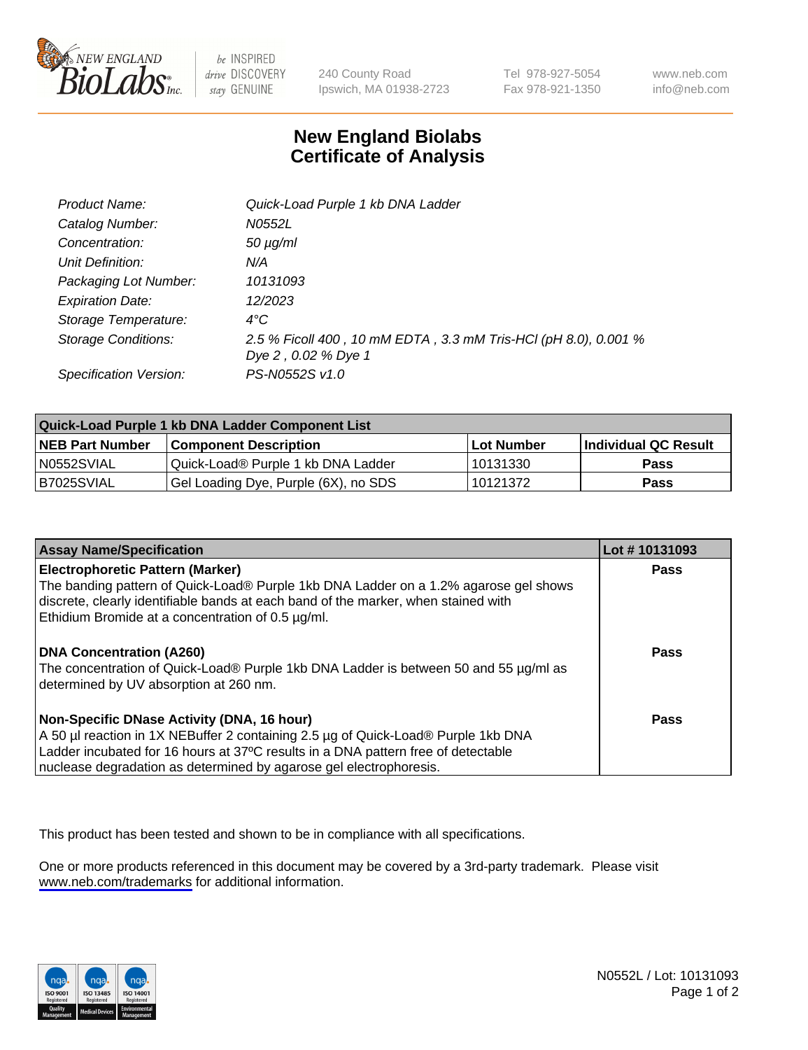New England BioLabs Inc. — be INSPIRED drive DISCOVERY stay GENUINE

240 County Road
Ipswich, MA 01938-2723

Tel 978-927-5054
Fax 978-921-1350

www.neb.com
info@neb.com

# New England Biolabs
# Certificate of Analysis

| | |
|---|---|
| *Product Name:* | *Quick-Load Purple 1 kb DNA Ladder* |
| *Catalog Number:* | *N0552L* |
| *Concentration:* | *50 µg/ml* |
| *Unit Definition:* | *N/A* |
| *Packaging Lot Number:* | *10131093* |
| *Expiration Date:* | *12/2023* |
| *Storage Temperature:* | *4°C* |
| *Storage Conditions:* | *2.5 % Ficoll 400 , 10 mM EDTA , 3.3 mM Tris-HCl (pH 8.0), 0.001 % Dye 2 , 0.02 % Dye 1* |
| *Specification Version:* | *PS-N0552S v1.0* |

| Quick-Load Purple 1 kb DNA Ladder Component List | | | |
|---|---|---|---|
| **NEB Part Number** | **Component Description** | **Lot Number** | **Individual QC Result** |
| N0552SVIAL | Quick-Load® Purple 1 kb DNA Ladder | 10131330 | **Pass** |
| B7025SVIAL | Gel Loading Dye, Purple (6X), no SDS | 10121372 | **Pass** |

| Assay Name/Specification | Lot # 10131093 |
|---|---|
| **Electrophoretic Pattern (Marker)**<br>The banding pattern of Quick-Load® Purple 1kb DNA Ladder on a 1.2% agarose gel shows discrete, clearly identifiable bands at each band of the marker, when stained with Ethidium Bromide at a concentration of 0.5 µg/ml. | **Pass** |
| **DNA Concentration (A260)**<br>The concentration of Quick-Load® Purple 1kb DNA Ladder is between 50 and 55 µg/ml as determined by UV absorption at 260 nm. | **Pass** |
| **Non-Specific DNase Activity (DNA, 16 hour)**<br>A 50 µl reaction in 1X NEBuffer 2 containing 2.5 µg of Quick-Load® Purple 1kb DNA Ladder incubated for 16 hours at 37ºC results in a DNA pattern free of detectable nuclease degradation as determined by agarose gel electrophoresis. | **Pass** |

This product has been tested and shown to be in compliance with all specifications.

One or more products referenced in this document may be covered by a 3rd-party trademark. Please visit www.neb.com/trademarks for additional information.

N0552L / Lot: 10131093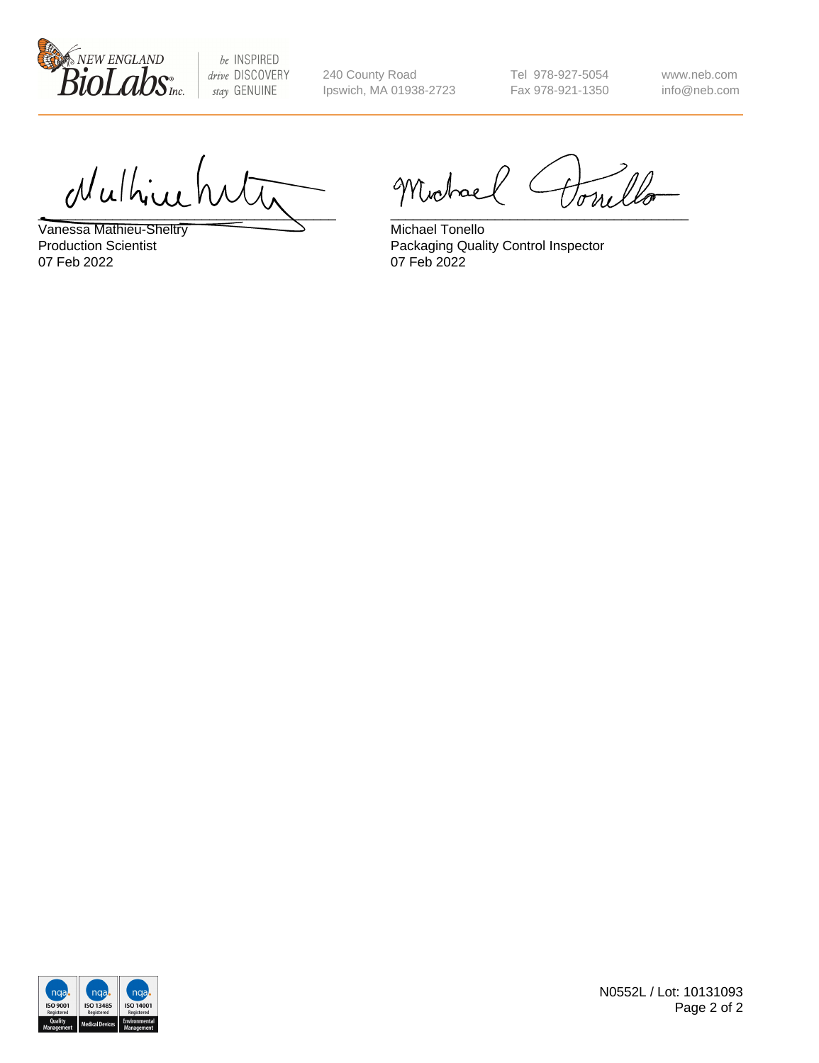be INSPIRED
drive DISCOVERY
stay GENUINE

240 County Road
Ipswich, MA 01938-2723

Tel 978-927-5054
Fax 978-921-1350

www.neb.com
info@neb.com

Vanessa Mathieu-Sheltry
Production Scientist
07 Feb 2022

Michael Tonello
Packaging Quality Control Inspector
07 Feb 2022

N0552L / Lot: 10131093